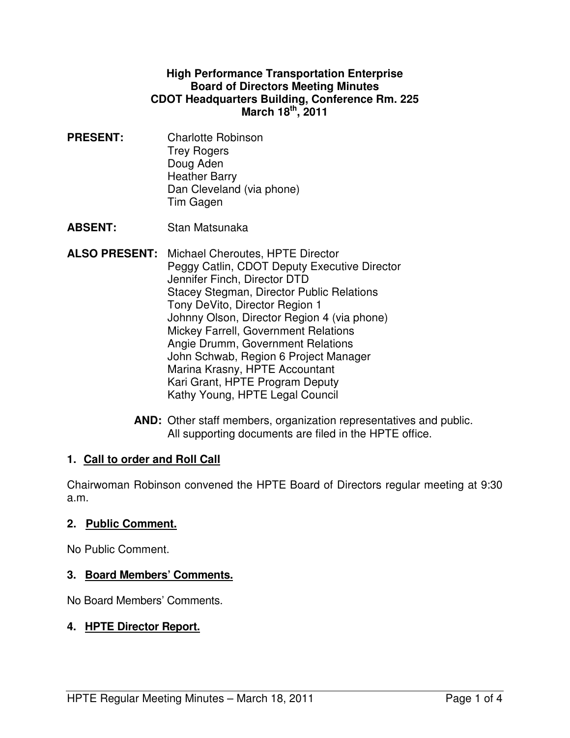**High Performance Transportation Enterprise**
**Board of Directors Meeting Minutes**
**CDOT Headquarters Building, Conference Rm. 225**
**March 18th, 2011**

**PRESENT:** Charlotte Robinson
Trey Rogers
Doug Aden
Heather Barry
Dan Cleveland (via phone)
Tim Gagen

**ABSENT:** Stan Matsunaka

**ALSO PRESENT:** Michael Cheroutes, HPTE Director
Peggy Catlin, CDOT Deputy Executive Director
Jennifer Finch, Director DTD
Stacey Stegman, Director Public Relations
Tony DeVito, Director Region 1
Johnny Olson, Director Region 4 (via phone)
Mickey Farrell, Government Relations
Angie Drumm, Government Relations
John Schwab, Region 6 Project Manager
Marina Krasny, HPTE Accountant
Kari Grant, HPTE Program Deputy
Kathy Young, HPTE Legal Council

**AND:** Other staff members, organization representatives and public.
All supporting documents are filed in the HPTE office.

## 1. Call to order and Roll Call

Chairwoman Robinson convened the HPTE Board of Directors regular meeting at 9:30 a.m.

## 2. Public Comment.

No Public Comment.

## 3. Board Members' Comments.

No Board Members' Comments.

## 4. HPTE Director Report.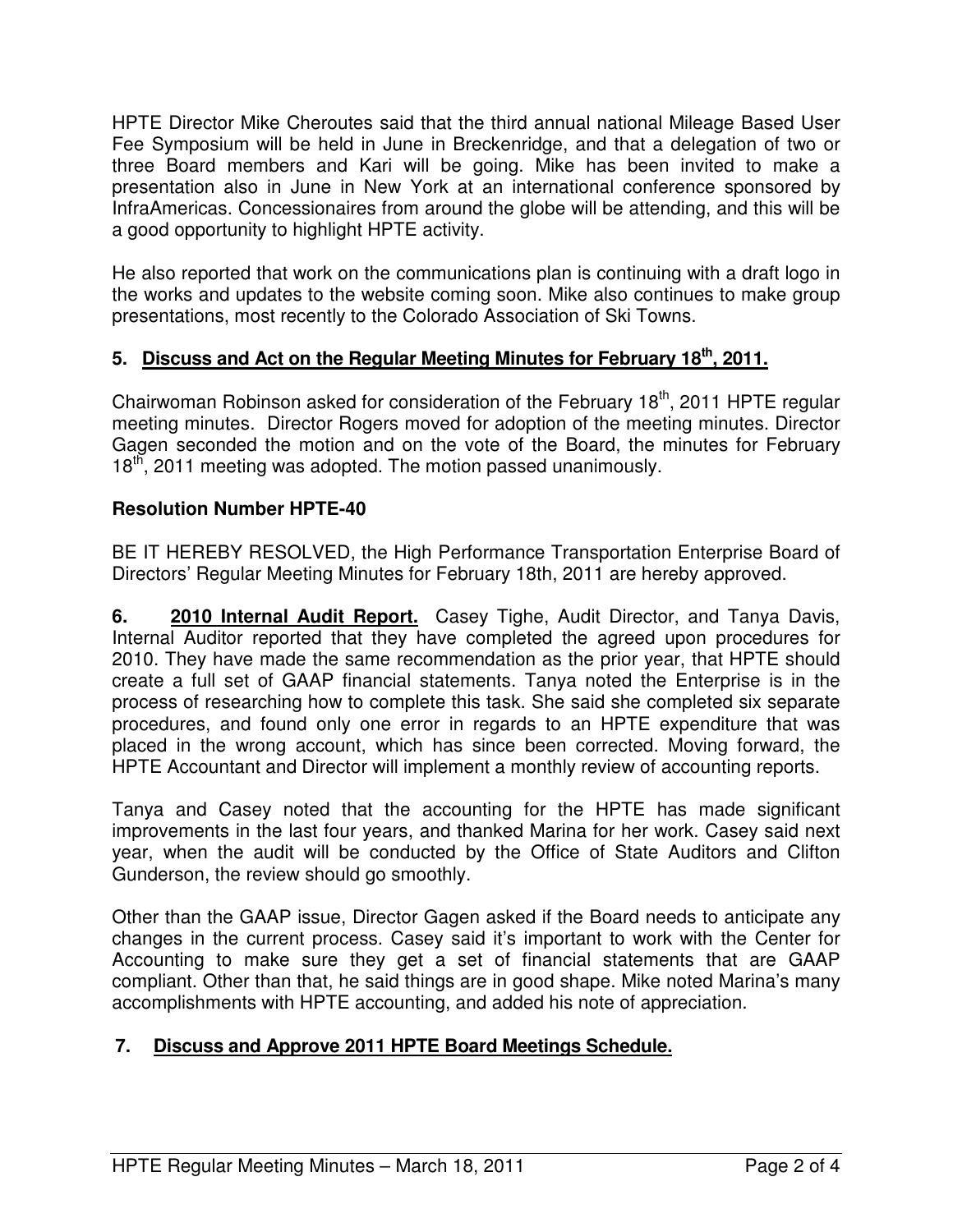HPTE Director Mike Cheroutes said that the third annual national Mileage Based User Fee Symposium will be held in June in Breckenridge, and that a delegation of two or three Board members and Kari will be going. Mike has been invited to make a presentation also in June in New York at an international conference sponsored by InfraAmericas. Concessionaires from around the globe will be attending, and this will be a good opportunity to highlight HPTE activity.

He also reported that work on the communications plan is continuing with a draft logo in the works and updates to the website coming soon. Mike also continues to make group presentations, most recently to the Colorado Association of Ski Towns.

## 5. Discuss and Act on the Regular Meeting Minutes for February 18th, 2011.

Chairwoman Robinson asked for consideration of the February 18th, 2011 HPTE regular meeting minutes. Director Rogers moved for adoption of the meeting minutes. Director Gagen seconded the motion and on the vote of the Board, the minutes for February 18th, 2011 meeting was adopted. The motion passed unanimously.

**Resolution Number HPTE-40**

BE IT HEREBY RESOLVED, the High Performance Transportation Enterprise Board of Directors' Regular Meeting Minutes for February 18th, 2011 are hereby approved.

**6. 2010 Internal Audit Report.** Casey Tighe, Audit Director, and Tanya Davis, Internal Auditor reported that they have completed the agreed upon procedures for 2010. They have made the same recommendation as the prior year, that HPTE should create a full set of GAAP financial statements. Tanya noted the Enterprise is in the process of researching how to complete this task. She said she completed six separate procedures, and found only one error in regards to an HPTE expenditure that was placed in the wrong account, which has since been corrected. Moving forward, the HPTE Accountant and Director will implement a monthly review of accounting reports.

Tanya and Casey noted that the accounting for the HPTE has made significant improvements in the last four years, and thanked Marina for her work. Casey said next year, when the audit will be conducted by the Office of State Auditors and Clifton Gunderson, the review should go smoothly.

Other than the GAAP issue, Director Gagen asked if the Board needs to anticipate any changes in the current process. Casey said it's important to work with the Center for Accounting to make sure they get a set of financial statements that are GAAP compliant. Other than that, he said things are in good shape. Mike noted Marina's many accomplishments with HPTE accounting, and added his note of appreciation.

## 7. Discuss and Approve 2011 HPTE Board Meetings Schedule.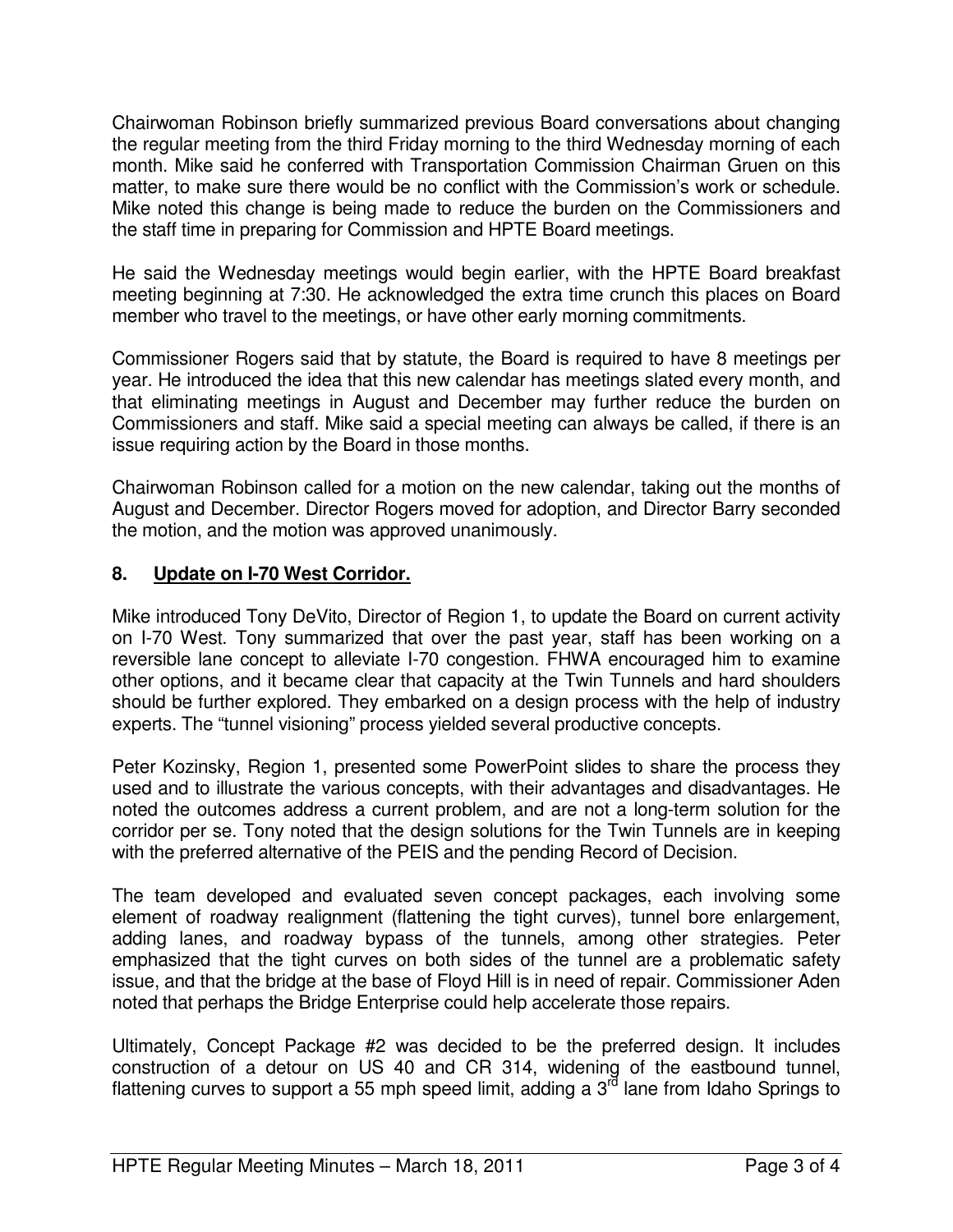Chairwoman Robinson briefly summarized previous Board conversations about changing the regular meeting from the third Friday morning to the third Wednesday morning of each month. Mike said he conferred with Transportation Commission Chairman Gruen on this matter, to make sure there would be no conflict with the Commission's work or schedule. Mike noted this change is being made to reduce the burden on the Commissioners and the staff time in preparing for Commission and HPTE Board meetings.

He said the Wednesday meetings would begin earlier, with the HPTE Board breakfast meeting beginning at 7:30. He acknowledged the extra time crunch this places on Board member who travel to the meetings, or have other early morning commitments.

Commissioner Rogers said that by statute, the Board is required to have 8 meetings per year. He introduced the idea that this new calendar has meetings slated every month, and that eliminating meetings in August and December may further reduce the burden on Commissioners and staff. Mike said a special meeting can always be called, if there is an issue requiring action by the Board in those months.

Chairwoman Robinson called for a motion on the new calendar, taking out the months of August and December. Director Rogers moved for adoption, and Director Barry seconded the motion, and the motion was approved unanimously.

## 8. Update on I-70 West Corridor.

Mike introduced Tony DeVito, Director of Region 1, to update the Board on current activity on I-70 West. Tony summarized that over the past year, staff has been working on a reversible lane concept to alleviate I-70 congestion. FHWA encouraged him to examine other options, and it became clear that capacity at the Twin Tunnels and hard shoulders should be further explored. They embarked on a design process with the help of industry experts. The "tunnel visioning" process yielded several productive concepts.

Peter Kozinsky, Region 1, presented some PowerPoint slides to share the process they used and to illustrate the various concepts, with their advantages and disadvantages. He noted the outcomes address a current problem, and are not a long-term solution for the corridor per se. Tony noted that the design solutions for the Twin Tunnels are in keeping with the preferred alternative of the PEIS and the pending Record of Decision.

The team developed and evaluated seven concept packages, each involving some element of roadway realignment (flattening the tight curves), tunnel bore enlargement, adding lanes, and roadway bypass of the tunnels, among other strategies. Peter emphasized that the tight curves on both sides of the tunnel are a problematic safety issue, and that the bridge at the base of Floyd Hill is in need of repair. Commissioner Aden noted that perhaps the Bridge Enterprise could help accelerate those repairs.

Ultimately, Concept Package #2 was decided to be the preferred design. It includes construction of a detour on US 40 and CR 314, widening of the eastbound tunnel, flattening curves to support a 55 mph speed limit, adding a 3rd lane from Idaho Springs to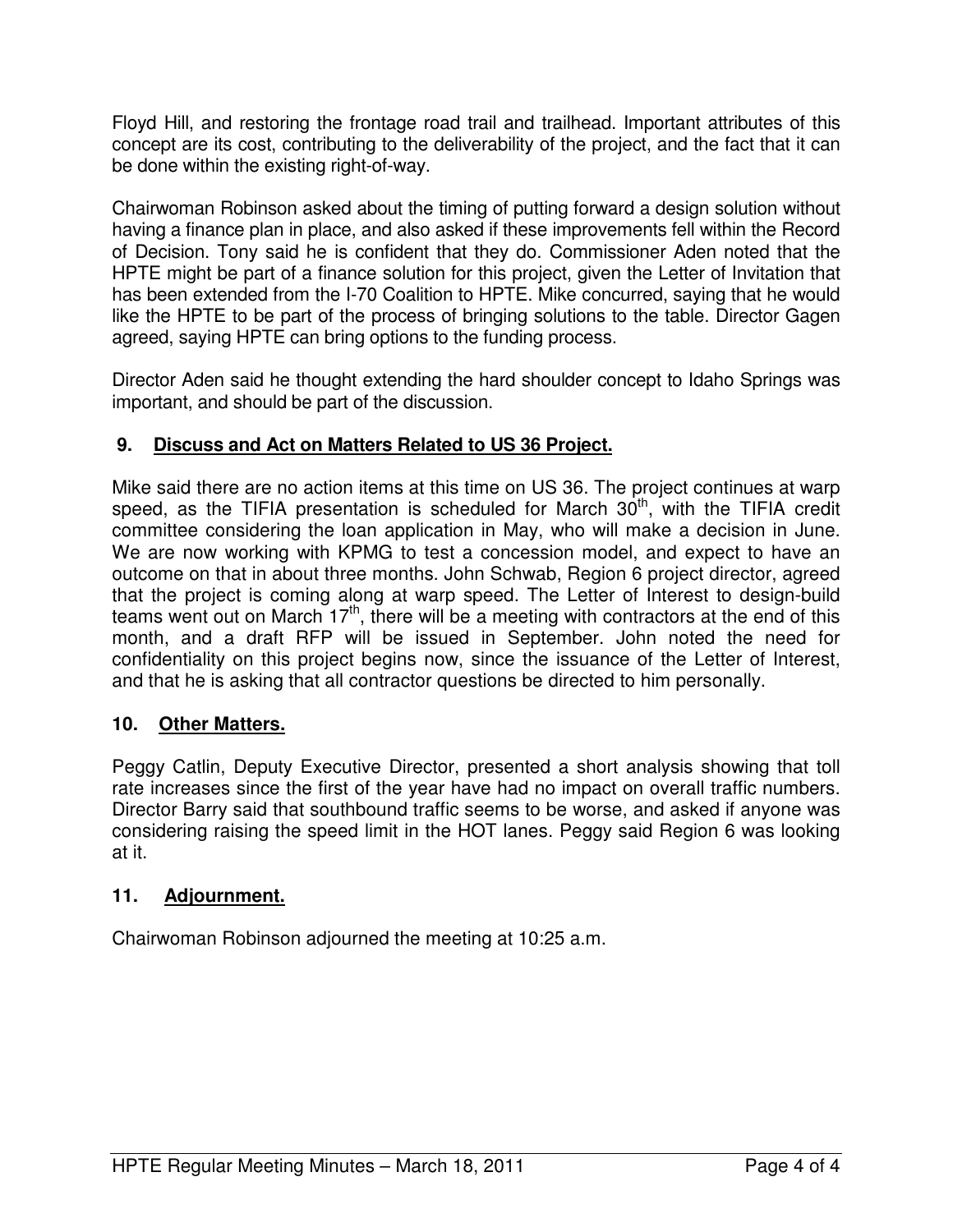Floyd Hill, and restoring the frontage road trail and trailhead. Important attributes of this concept are its cost, contributing to the deliverability of the project, and the fact that it can be done within the existing right-of-way.

Chairwoman Robinson asked about the timing of putting forward a design solution without having a finance plan in place, and also asked if these improvements fell within the Record of Decision. Tony said he is confident that they do. Commissioner Aden noted that the HPTE might be part of a finance solution for this project, given the Letter of Invitation that has been extended from the I-70 Coalition to HPTE. Mike concurred, saying that he would like the HPTE to be part of the process of bringing solutions to the table. Director Gagen agreed, saying HPTE can bring options to the funding process.

Director Aden said he thought extending the hard shoulder concept to Idaho Springs was important, and should be part of the discussion.

## 9. Discuss and Act on Matters Related to US 36 Project.

Mike said there are no action items at this time on US 36. The project continues at warp speed, as the TIFIA presentation is scheduled for March 30th, with the TIFIA credit committee considering the loan application in May, who will make a decision in June. We are now working with KPMG to test a concession model, and expect to have an outcome on that in about three months. John Schwab, Region 6 project director, agreed that the project is coming along at warp speed. The Letter of Interest to design-build teams went out on March 17th, there will be a meeting with contractors at the end of this month, and a draft RFP will be issued in September. John noted the need for confidentiality on this project begins now, since the issuance of the Letter of Interest, and that he is asking that all contractor questions be directed to him personally.

## 10. Other Matters.

Peggy Catlin, Deputy Executive Director, presented a short analysis showing that toll rate increases since the first of the year have had no impact on overall traffic numbers. Director Barry said that southbound traffic seems to be worse, and asked if anyone was considering raising the speed limit in the HOT lanes. Peggy said Region 6 was looking at it.

## 11. Adjournment.

Chairwoman Robinson adjourned the meeting at 10:25 a.m.